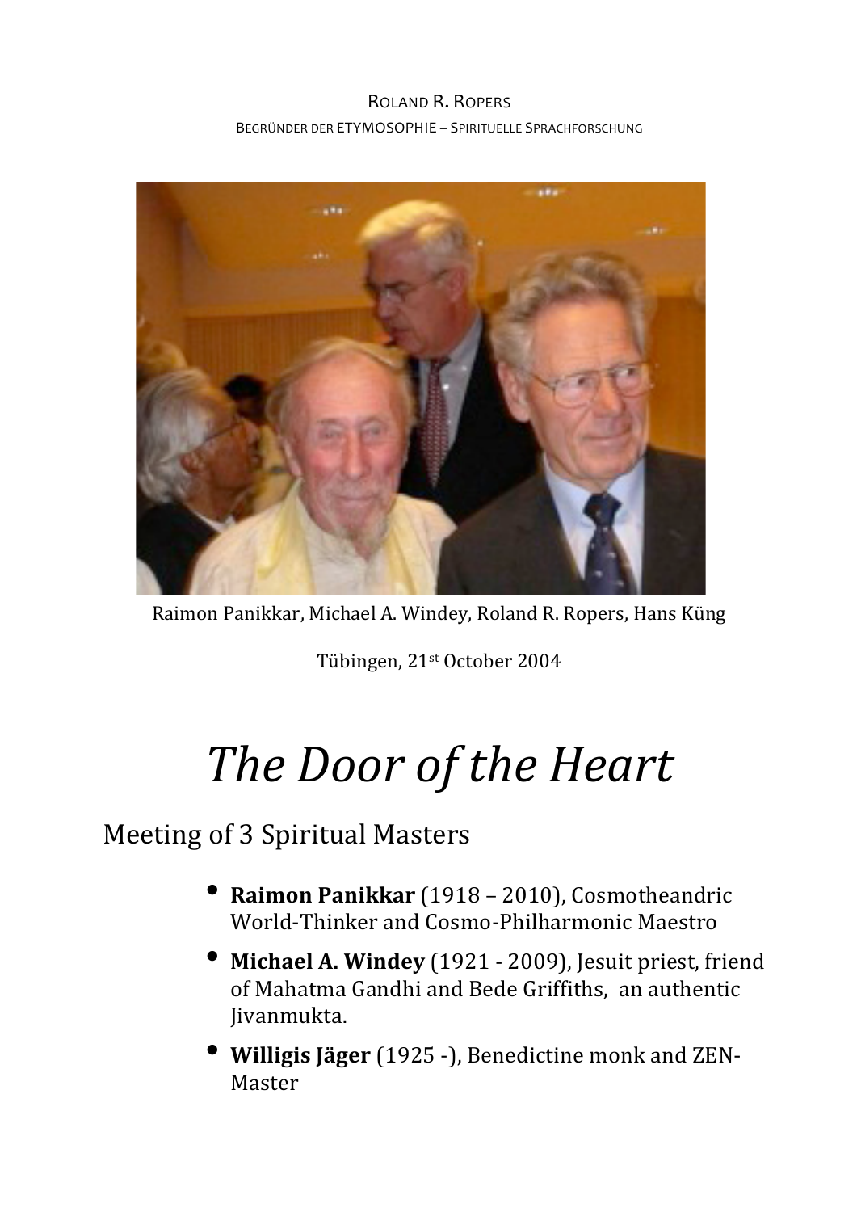Roland R. Ropers

Begründer der ETYMOSOPHIE – Spirituelle Sprachforschung

Raimon Panikkar, Michael A. Windey, Roland R. Ropers, Hans Küng

Tübingen, 21st October 2004

# *The Door of the Heart*

## Meeting of 3 Spiritual Masters

- **Raimon Panikkar** (1918 – 2010), Cosmotheandric World-Thinker and Cosmo-Philharmonic Maestro
- **Michael A. Windey** (1921 - 2009), Jesuit priest, friend of Mahatma Gandhi and Bede Griffiths, an authentic Jivanmukta.
- **Willigis Jäger** (1925 -), Benedictine monk and ZEN-Master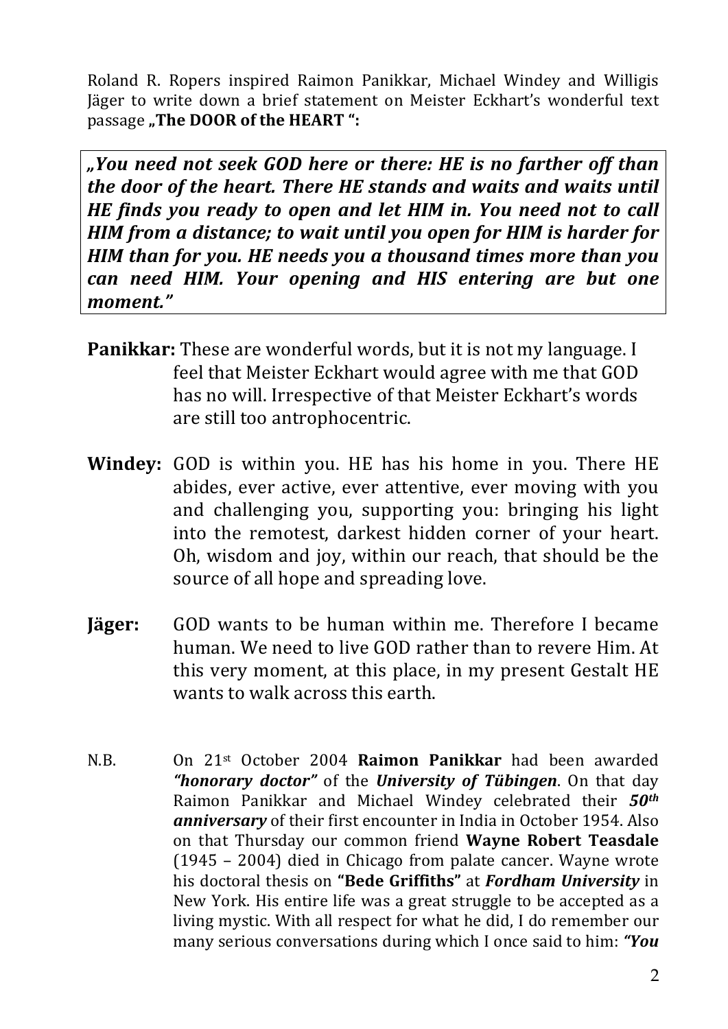Roland R. Ropers inspired Raimon Panikkar, Michael Windey and Willigis Jäger to write down a brief statement on Meister Eckhart's wonderful text passage **„The DOOR of the HEART ":**

> ***„You need not seek GOD here or there: HE is no farther off than the door of the heart. There HE stands and waits and waits until HE finds you ready to open and let HIM in. You need not to call HIM from a distance; to wait until you open for HIM is harder for HIM than for you. HE needs you a thousand times more than you can need HIM. Your opening and HIS entering are but one moment."***

**Panikkar:** These are wonderful words, but it is not my language. I feel that Meister Eckhart would agree with me that GOD has no will. Irrespective of that Meister Eckhart's words are still too antrophocentric.

**Windey:** GOD is within you. HE has his home in you. There HE abides, ever active, ever attentive, ever moving with you and challenging you, supporting you: bringing his light into the remotest, darkest hidden corner of your heart. Oh, wisdom and joy, within our reach, that should be the source of all hope and spreading love.

**Jäger:** GOD wants to be human within me. Therefore I became human. We need to live GOD rather than to revere Him. At this very moment, at this place, in my present Gestalt HE wants to walk across this earth.

N.B. On 21st October 2004 **Raimon Panikkar** had been awarded ***"honorary doctor"*** of the ***University of Tübingen***. On that day Raimon Panikkar and Michael Windey celebrated their ***50th anniversary*** of their first encounter in India in October 1954. Also on that Thursday our common friend **Wayne Robert Teasdale** (1945 – 2004) died in Chicago from palate cancer. Wayne wrote his doctoral thesis on **"Bede Griffiths"** at ***Fordham University*** in New York. His entire life was a great struggle to be accepted as a living mystic. With all respect for what he did, I do remember our many serious conversations during which I once said to him: ***"You***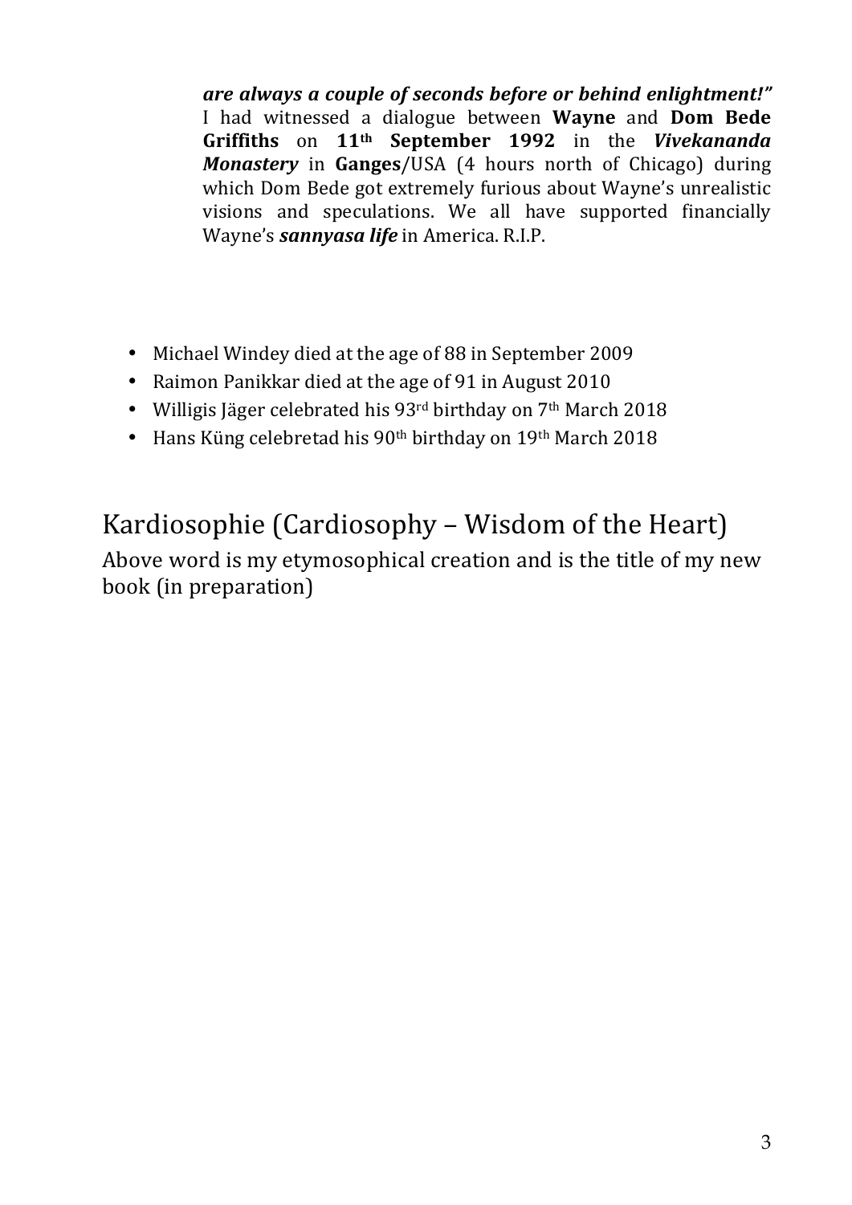***are always a couple of seconds before or behind enlightment!"*** I had witnessed a dialogue between **Wayne** and **Dom Bede Griffiths** on **11th September 1992** in the ***Vivekananda Monastery*** in **Ganges**/USA (4 hours north of Chicago) during which Dom Bede got extremely furious about Wayne's unrealistic visions and speculations. We all have supported financially Wayne's ***sannyasa life*** in America. R.I.P.

- Michael Windey died at the age of 88 in September 2009
- Raimon Panikkar died at the age of 91 in August 2010
- Willigis Jäger celebrated his 93rd birthday on 7th March 2018
- Hans Küng celebretad his 90th birthday on 19th March 2018

## Kardiosophie (Cardiosophy – Wisdom of the Heart)

Above word is my etymosophical creation and is the title of my new book (in preparation)